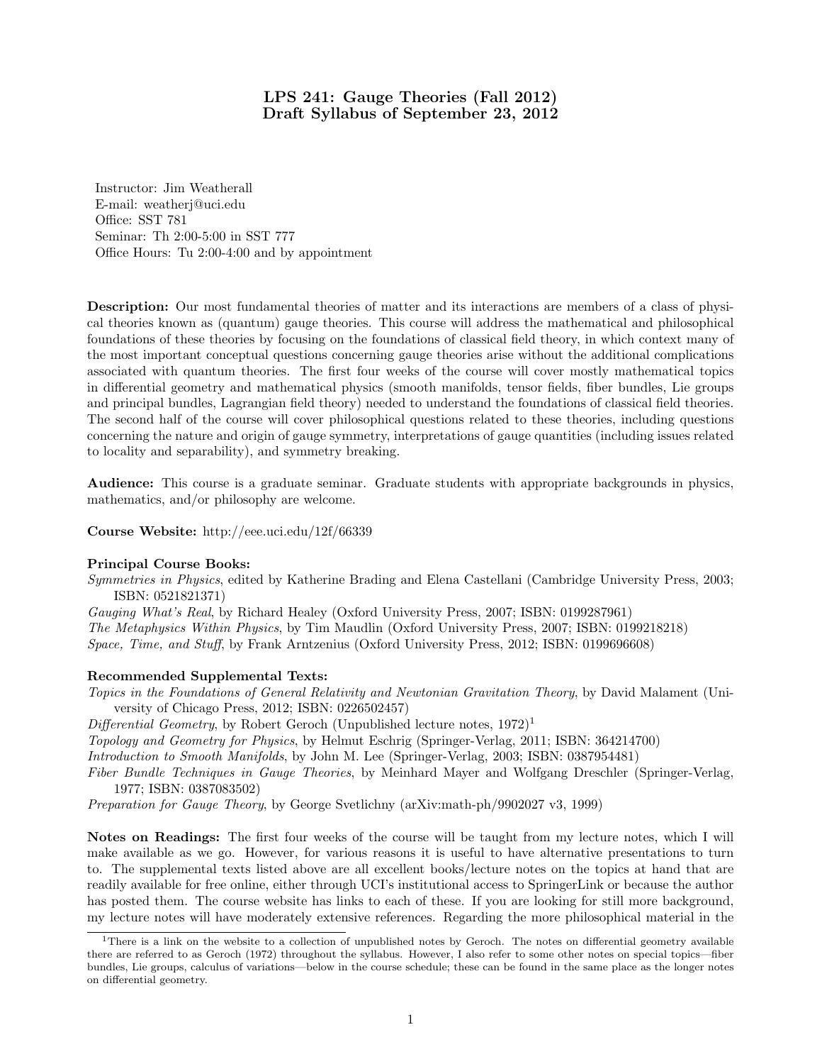# LPS 241: Gauge Theories (Fall 2012)
## Draft Syllabus of September 23, 2012

Instructor: Jim Weatherall
E-mail: weatherj@uci.edu
Office: SST 781
Seminar: Th 2:00-5:00 in SST 777
Office Hours: Tu 2:00-4:00 and by appointment

**Description:** Our most fundamental theories of matter and its interactions are members of a class of physical theories known as (quantum) gauge theories. This course will address the mathematical and philosophical foundations of these theories by focusing on the foundations of classical field theory, in which context many of the most important conceptual questions concerning gauge theories arise without the additional complications associated with quantum theories. The first four weeks of the course will cover mostly mathematical topics in differential geometry and mathematical physics (smooth manifolds, tensor fields, fiber bundles, Lie groups and principal bundles, Lagrangian field theory) needed to understand the foundations of classical field theories. The second half of the course will cover philosophical questions related to these theories, including questions concerning the nature and origin of gauge symmetry, interpretations of gauge quantities (including issues related to locality and separability), and symmetry breaking.

**Audience:** This course is a graduate seminar. Graduate students with appropriate backgrounds in physics, mathematics, and/or philosophy are welcome.

**Course Website:** http://eee.uci.edu/12f/66339

**Principal Course Books:**

*Symmetries in Physics*, edited by Katherine Brading and Elena Castellani (Cambridge University Press, 2003; ISBN: 0521821371)

*Gauging What's Real*, by Richard Healey (Oxford University Press, 2007; ISBN: 0199287961)

*The Metaphysics Within Physics*, by Tim Maudlin (Oxford University Press, 2007; ISBN: 0199218218)

*Space, Time, and Stuff*, by Frank Arntzenius (Oxford University Press, 2012; ISBN: 0199696608)

**Recommended Supplemental Texts:**

*Topics in the Foundations of General Relativity and Newtonian Gravitation Theory*, by David Malament (University of Chicago Press, 2012; ISBN: 0226502457)

*Differential Geometry*, by Robert Geroch (Unpublished lecture notes, 1972)[1]

*Topology and Geometry for Physics*, by Helmut Eschrig (Springer-Verlag, 2011; ISBN: 364214700)

*Introduction to Smooth Manifolds*, by John M. Lee (Springer-Verlag, 2003; ISBN: 0387954481)

*Fiber Bundle Techniques in Gauge Theories*, by Meinhard Mayer and Wolfgang Dreschler (Springer-Verlag, 1977; ISBN: 0387083502)

*Preparation for Gauge Theory*, by George Svetlichny (arXiv:math-ph/9902027 v3, 1999)

**Notes on Readings:** The first four weeks of the course will be taught from my lecture notes, which I will make available as we go. However, for various reasons it is useful to have alternative presentations to turn to. The supplemental texts listed above are all excellent books/lecture notes on the topics at hand that are readily available for free online, either through UCI's institutional access to SpringerLink or because the author has posted them. The course website has links to each of these. If you are looking for still more background, my lecture notes will have moderately extensive references. Regarding the more philosophical material in the

---

[1] There is a link on the website to a collection of unpublished notes by Geroch. The notes on differential geometry available there are referred to as Geroch (1972) throughout the syllabus. However, I also refer to some other notes on special topics—fiber bundles, Lie groups, calculus of variations—below in the course schedule; these can be found in the same place as the longer notes on differential geometry.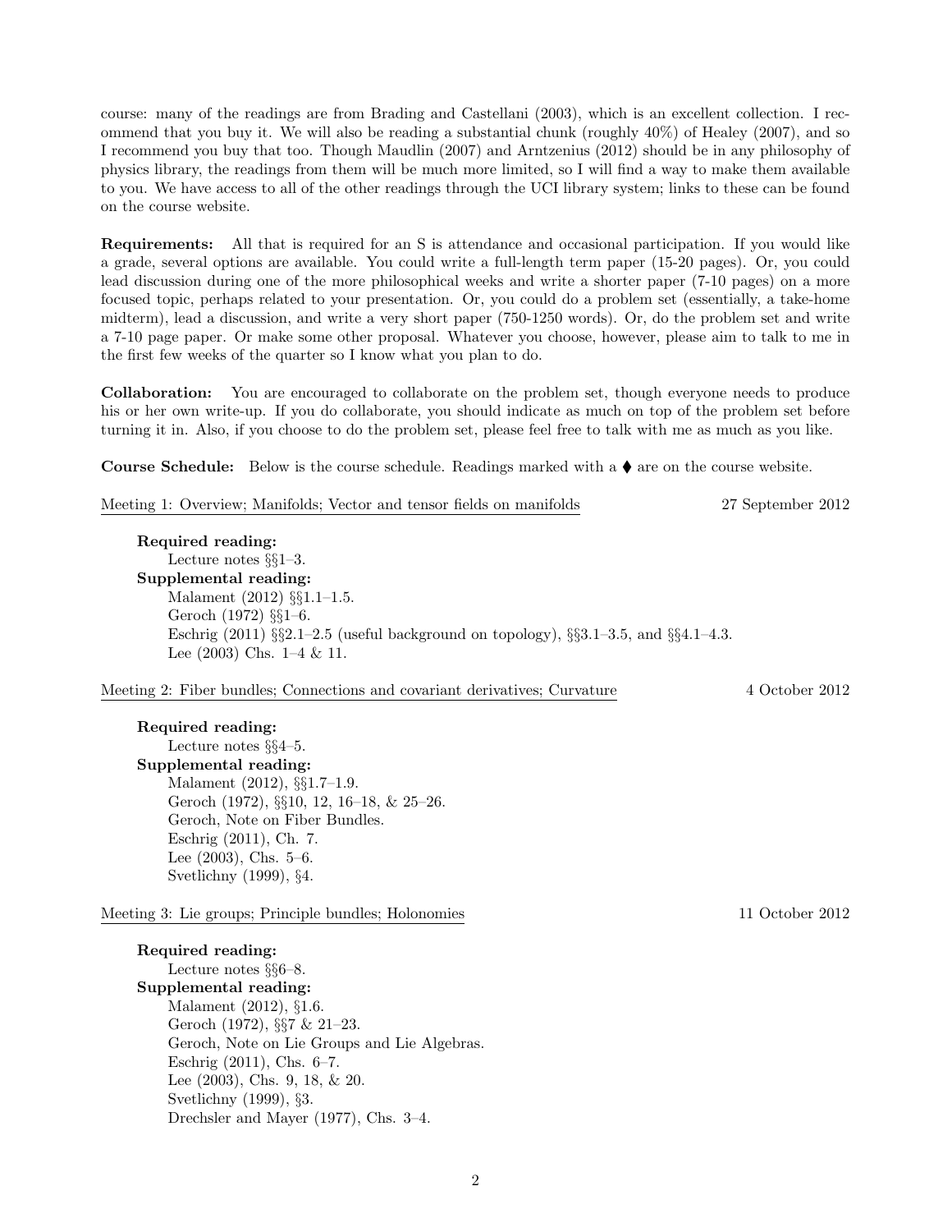course: many of the readings are from Brading and Castellani (2003), which is an excellent collection. I recommend that you buy it. We will also be reading a substantial chunk (roughly 40%) of Healey (2007), and so I recommend you buy that too. Though Maudlin (2007) and Arntzenius (2012) should be in any philosophy of physics library, the readings from them will be much more limited, so I will find a way to make them available to you. We have access to all of the other readings through the UCI library system; links to these can be found on the course website.

**Requirements:** All that is required for an S is attendance and occasional participation. If you would like a grade, several options are available. You could write a full-length term paper (15-20 pages). Or, you could lead discussion during one of the more philosophical weeks and write a shorter paper (7-10 pages) on a more focused topic, perhaps related to your presentation. Or, you could do a problem set (essentially, a take-home midterm), lead a discussion, and write a very short paper (750-1250 words). Or, do the problem set and write a 7-10 page paper. Or make some other proposal. Whatever you choose, however, please aim to talk to me in the first few weeks of the quarter so I know what you plan to do.

**Collaboration:** You are encouraged to collaborate on the problem set, though everyone needs to produce his or her own write-up. If you do collaborate, you should indicate as much on top of the problem set before turning it in. Also, if you choose to do the problem set, please feel free to talk with me as much as you like.

**Course Schedule:** Below is the course schedule. Readings marked with a ♦ are on the course website.

Meeting 1: Overview; Manifolds; Vector and tensor fields on manifolds — 27 September 2012

**Required reading:**
Lecture notes §§1–3.
**Supplemental reading:**
Malament (2012) §§1.1–1.5.
Geroch (1972) §§1–6.
Eschrig (2011) §§2.1–2.5 (useful background on topology), §§3.1–3.5, and §§4.1–4.3.
Lee (2003) Chs. 1–4 & 11.

Meeting 2: Fiber bundles; Connections and covariant derivatives; Curvature — 4 October 2012

**Required reading:**
Lecture notes §§4–5.
**Supplemental reading:**
Malament (2012), §§1.7–1.9.
Geroch (1972), §§10, 12, 16–18, & 25–26.
Geroch, Note on Fiber Bundles.
Eschrig (2011), Ch. 7.
Lee (2003), Chs. 5–6.
Svetlichny (1999), §4.

Meeting 3: Lie groups; Principle bundles; Holonomies — 11 October 2012

**Required reading:**
Lecture notes §§6–8.
**Supplemental reading:**
Malament (2012), §1.6.
Geroch (1972), §§7 & 21–23.
Geroch, Note on Lie Groups and Lie Algebras.
Eschrig (2011), Chs. 6–7.
Lee (2003), Chs. 9, 18, & 20.
Svetlichny (1999), §3.
Drechsler and Mayer (1977), Chs. 3–4.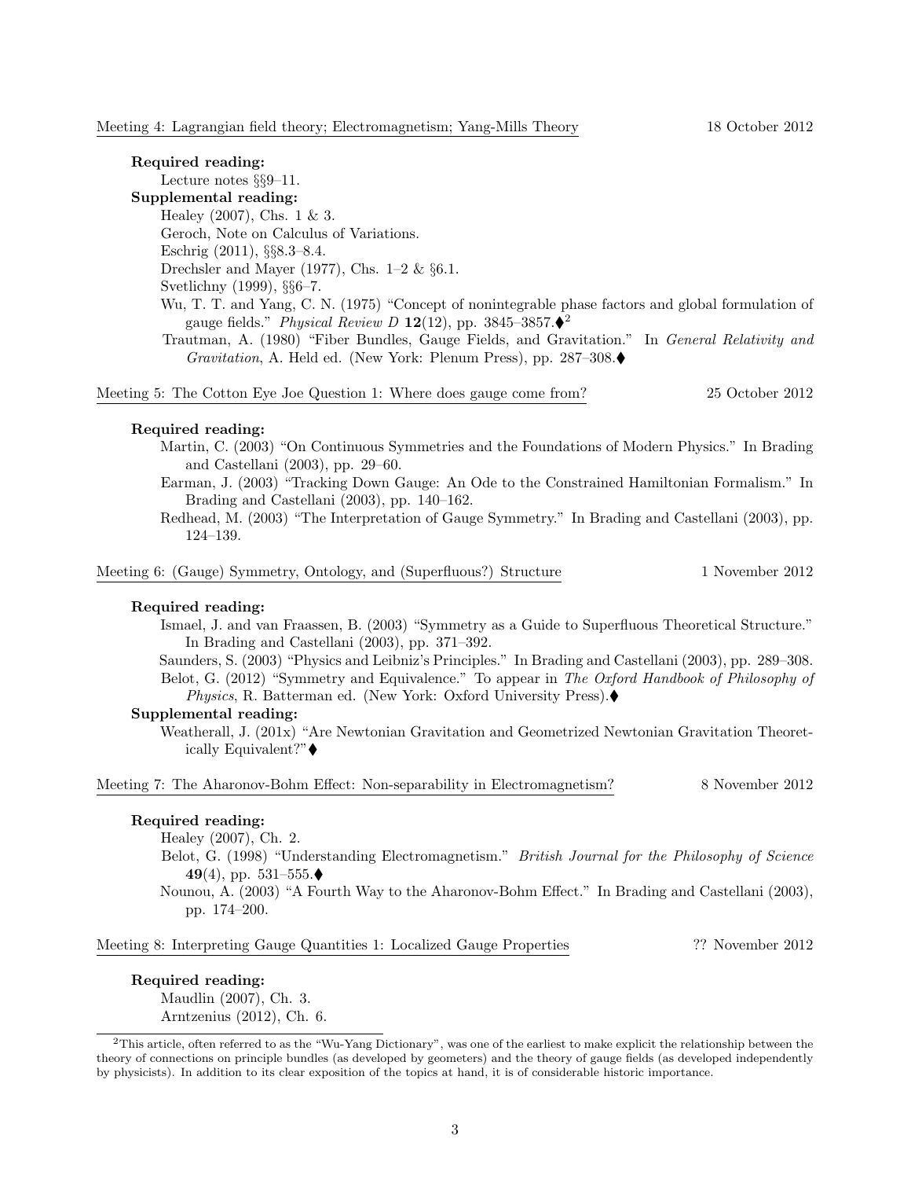## Meeting 4: Lagrangian field theory; Electromagnetism; Yang-Mills Theory — 18 October 2012

**Required reading:**

Lecture notes §§9–11.

**Supplemental reading:**

Healey (2007), Chs. 1 & 3.

Geroch, Note on Calculus of Variations.

Eschrig (2011), §§8.3–8.4.

Drechsler and Mayer (1977), Chs. 1–2 & §6.1.

Svetlichny (1999), §§6–7.

Wu, T. T. and Yang, C. N. (1975) "Concept of nonintegrable phase factors and global formulation of gauge fields." *Physical Review D* **12**(12), pp. 3845–3857.⧫[2]

Trautman, A. (1980) "Fiber Bundles, Gauge Fields, and Gravitation." In *General Relativity and Gravitation*, A. Held ed. (New York: Plenum Press), pp. 287–308.⧫

## Meeting 5: The Cotton Eye Joe Question 1: Where does gauge come from? — 25 October 2012

**Required reading:**

Martin, C. (2003) "On Continuous Symmetries and the Foundations of Modern Physics." In Brading and Castellani (2003), pp. 29–60.

Earman, J. (2003) "Tracking Down Gauge: An Ode to the Constrained Hamiltonian Formalism." In Brading and Castellani (2003), pp. 140–162.

Redhead, M. (2003) "The Interpretation of Gauge Symmetry." In Brading and Castellani (2003), pp. 124–139.

## Meeting 6: (Gauge) Symmetry, Ontology, and (Superfluous?) Structure — 1 November 2012

**Required reading:**

Ismael, J. and van Fraassen, B. (2003) "Symmetry as a Guide to Superfluous Theoretical Structure." In Brading and Castellani (2003), pp. 371–392.

Saunders, S. (2003) "Physics and Leibniz's Principles." In Brading and Castellani (2003), pp. 289–308.

Belot, G. (2012) "Symmetry and Equivalence." To appear in *The Oxford Handbook of Philosophy of Physics*, R. Batterman ed. (New York: Oxford University Press).⧫

**Supplemental reading:**

Weatherall, J. (201x) "Are Newtonian Gravitation and Geometrized Newtonian Gravitation Theoretically Equivalent?"⧫

## Meeting 7: The Aharonov-Bohm Effect: Non-separability in Electromagnetism? — 8 November 2012

**Required reading:**

Healey (2007), Ch. 2.

Belot, G. (1998) "Understanding Electromagnetism." *British Journal for the Philosophy of Science* **49**(4), pp. 531–555.⧫

Nounou, A. (2003) "A Fourth Way to the Aharonov-Bohm Effect." In Brading and Castellani (2003), pp. 174–200.

## Meeting 8: Interpreting Gauge Quantities 1: Localized Gauge Properties — ?? November 2012

**Required reading:**

Maudlin (2007), Ch. 3.

Arntzenius (2012), Ch. 6.

---

[2] This article, often referred to as the "Wu-Yang Dictionary", was one of the earliest to make explicit the relationship between the theory of connections on principle bundles (as developed by geometers) and the theory of gauge fields (as developed independently by physicists). In addition to its clear exposition of the topics at hand, it is of considerable historic importance.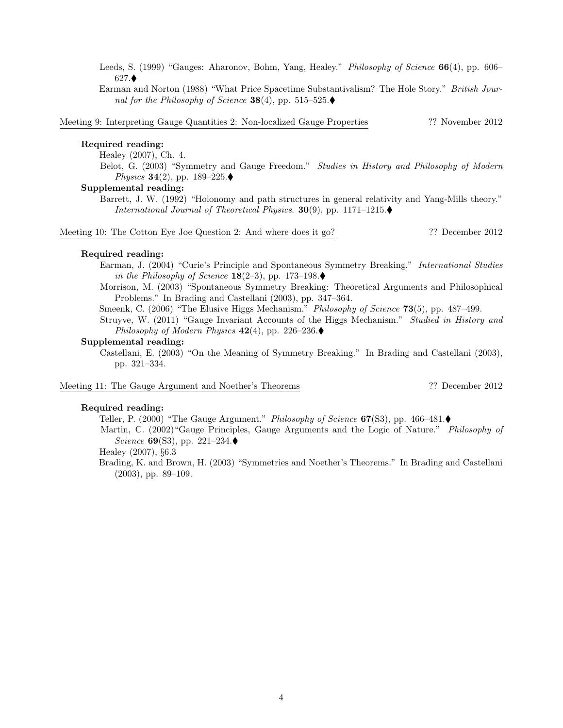Leeds, S. (1999) "Gauges: Aharonov, Bohm, Yang, Healey." *Philosophy of Science* **66**(4), pp. 606–627.⧫

Earman and Norton (1988) "What Price Spacetime Substantivalism? The Hole Story." *British Journal for the Philosophy of Science* **38**(4), pp. 515–525.⧫

Meeting 9: Interpreting Gauge Quantities 2: Non-localized Gauge Properties ?? November 2012

**Required reading:**

Healey (2007), Ch. 4.

Belot, G. (2003) "Symmetry and Gauge Freedom." *Studies in History and Philosophy of Modern Physics* **34**(2), pp. 189–225.⧫

**Supplemental reading:**

Barrett, J. W. (1992) "Holonomy and path structures in general relativity and Yang-Mills theory." *International Journal of Theoretical Physics*. **30**(9), pp. 1171–1215.⧫

Meeting 10: The Cotton Eye Joe Question 2: And where does it go? ?? December 2012

**Required reading:**

Earman, J. (2004) "Curie's Principle and Spontaneous Symmetry Breaking." *International Studies in the Philosophy of Science* **18**(2–3), pp. 173–198.⧫

Morrison, M. (2003) "Spontaneous Symmetry Breaking: Theoretical Arguments and Philosophical Problems." In Brading and Castellani (2003), pp. 347–364.

Smeenk, C. (2006) "The Elusive Higgs Mechanism." *Philosophy of Science* **73**(5), pp. 487–499.

Struyve, W. (2011) "Gauge Invariant Accounts of the Higgs Mechanism." *Studied in History and Philosophy of Modern Physics* **42**(4), pp. 226–236.⧫

**Supplemental reading:**

Castellani, E. (2003) "On the Meaning of Symmetry Breaking." In Brading and Castellani (2003), pp. 321–334.

Meeting 11: The Gauge Argument and Noether's Theorems ?? December 2012

**Required reading:**

Teller, P. (2000) "The Gauge Argument." *Philosophy of Science* **67**(S3), pp. 466–481.⧫

Martin, C. (2002)"Gauge Principles, Gauge Arguments and the Logic of Nature." *Philosophy of Science* **69**(S3), pp. 221–234.⧫

Healey (2007), §6.3

Brading, K. and Brown, H. (2003) "Symmetries and Noether's Theorems." In Brading and Castellani (2003), pp. 89–109.